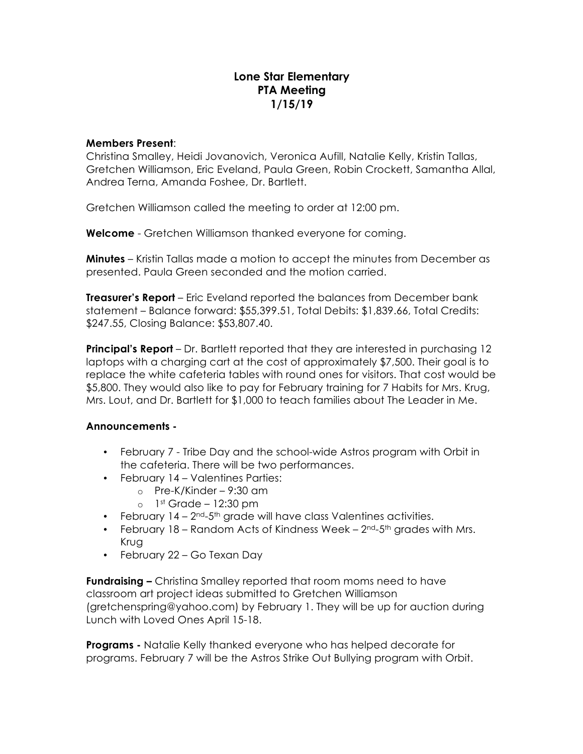# Lone Star Elementary
## PTA Meeting
## 1/15/19

**Members Present**:
Christina Smalley, Heidi Jovanovich, Veronica Aufill, Natalie Kelly, Kristin Tallas, Gretchen Williamson, Eric Eveland, Paula Green, Robin Crockett, Samantha Allal, Andrea Terna, Amanda Foshee, Dr. Bartlett.

Gretchen Williamson called the meeting to order at 12:00 pm.

**Welcome** - Gretchen Williamson thanked everyone for coming.

**Minutes** – Kristin Tallas made a motion to accept the minutes from December as presented. Paula Green seconded and the motion carried.

**Treasurer's Report** – Eric Eveland reported the balances from December bank statement – Balance forward: $55,399.51, Total Debits: $1,839.66, Total Credits: $247.55, Closing Balance: $53,807.40.

**Principal's Report** – Dr. Bartlett reported that they are interested in purchasing 12 laptops with a charging cart at the cost of approximately $7,500. Their goal is to replace the white cafeteria tables with round ones for visitors. That cost would be $5,800. They would also like to pay for February training for 7 Habits for Mrs. Krug, Mrs. Lout, and Dr. Bartlett for $1,000 to teach families about The Leader in Me.

**Announcements -**

- February 7 - Tribe Day and the school-wide Astros program with Orbit in the cafeteria. There will be two performances.
- February 14 – Valentines Parties:
  - Pre-K/Kinder – 9:30 am
  - 1st Grade – 12:30 pm
- February 14 – 2nd-5th grade will have class Valentines activities.
- February 18 – Random Acts of Kindness Week – 2nd-5th grades with Mrs. Krug
- February 22 – Go Texan Day

**Fundraising –** Christina Smalley reported that room moms need to have classroom art project ideas submitted to Gretchen Williamson (gretchenspring@yahoo.com) by February 1. They will be up for auction during Lunch with Loved Ones April 15-18.

**Programs -** Natalie Kelly thanked everyone who has helped decorate for programs. February 7 will be the Astros Strike Out Bullying program with Orbit.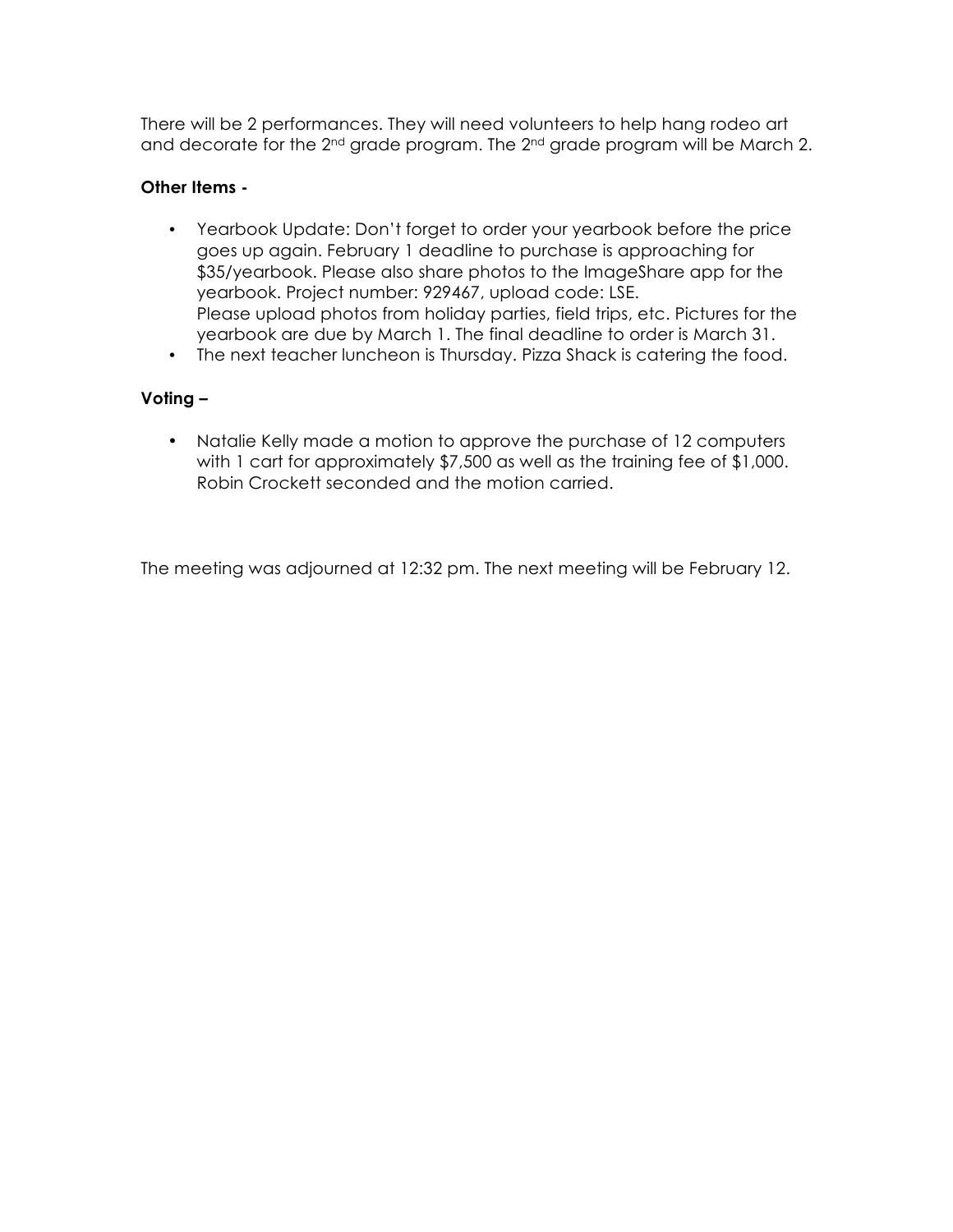There will be 2 performances. They will need volunteers to help hang rodeo art and decorate for the 2nd grade program. The 2nd grade program will be March 2.

**Other Items -**

- Yearbook Update: Don't forget to order your yearbook before the price goes up again. February 1 deadline to purchase is approaching for $35/yearbook. Please also share photos to the ImageShare app for the yearbook. Project number: 929467, upload code: LSE.
  Please upload photos from holiday parties, field trips, etc. Pictures for the yearbook are due by March 1. The final deadline to order is March 31.
- The next teacher luncheon is Thursday. Pizza Shack is catering the food.

**Voting –**

- Natalie Kelly made a motion to approve the purchase of 12 computers with 1 cart for approximately $7,500 as well as the training fee of $1,000. Robin Crockett seconded and the motion carried.

The meeting was adjourned at 12:32 pm. The next meeting will be February 12.